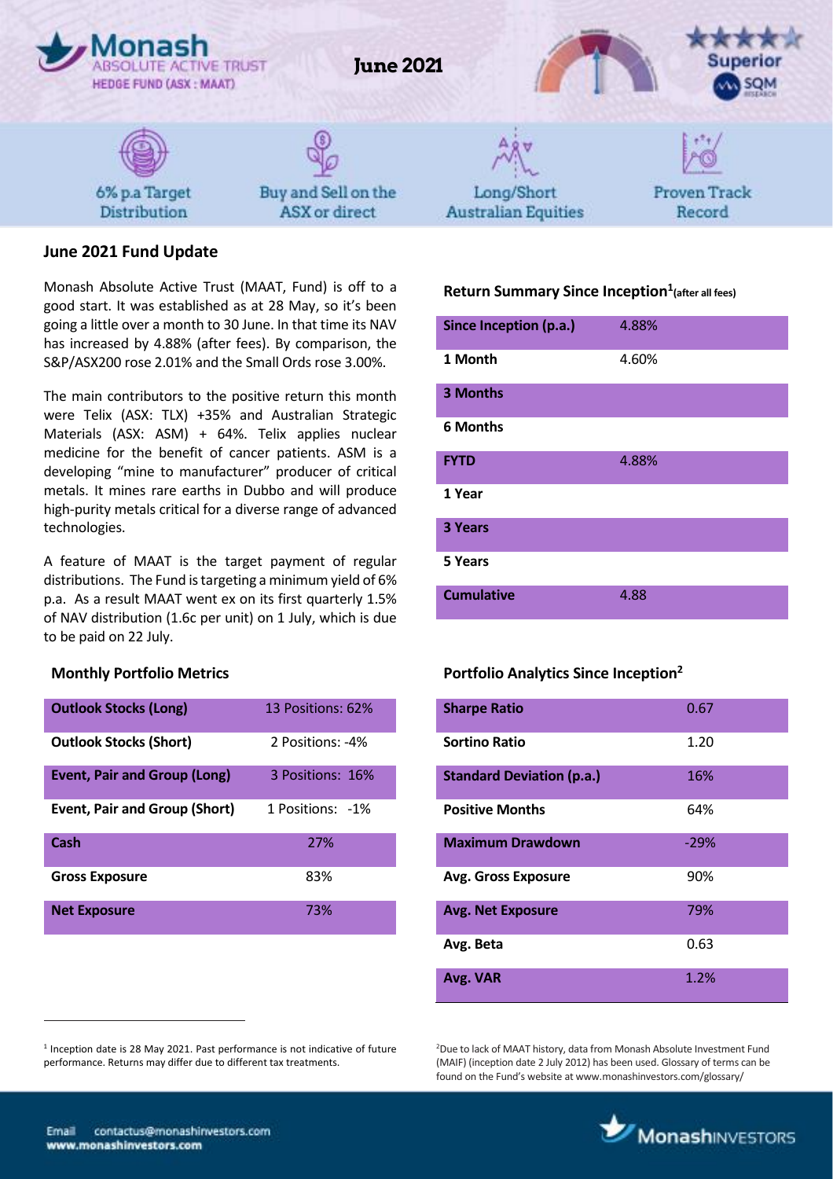Monash ABSOLUTE ACTIVE TRUST HEDGE FUND (ASX : MAAT)

# June 2021

Superior SQM

6% p.a Target Distribution | Buy and Sell on the ASX or direct | Long/Short Australian Equities | Proven Track Record

## June 2021 Fund Update

Monash Absolute Active Trust (MAAT, Fund) is off to a good start. It was established as at 28 May, so it's been going a little over a month to 30 June. In that time its NAV has increased by 4.88% (after fees). By comparison, the S&P/ASX200 rose 2.01% and the Small Ords rose 3.00%.

The main contributors to the positive return this month were Telix (ASX: TLX) +35% and Australian Strategic Materials (ASX: ASM) + 64%. Telix applies nuclear medicine for the benefit of cancer patients. ASM is a developing "mine to manufacturer" producer of critical metals. It mines rare earths in Dubbo and will produce high-purity metals critical for a diverse range of advanced technologies.

A feature of MAAT is the target payment of regular distributions. The Fund is targeting a minimum yield of 6% p.a. As a result MAAT went ex on its first quarterly 1.5% of NAV distribution (1.6c per unit) on 1 July, which is due to be paid on 22 July.

### Return Summary Since Inception[1] (after all fees)

| | |
|---|---|
| **Since Inception (p.a.)** | 4.88% |
| **1 Month** | 4.60% |
| **3 Months** | |
| **6 Months** | |
| **FYTD** | 4.88% |
| **1 Year** | |
| **3 Years** | |
| **5 Years** | |
| **Cumulative** | 4.88 |

### Monthly Portfolio Metrics

| | |
|---|---|
| **Outlook Stocks (Long)** | 13 Positions: 62% |
| **Outlook Stocks (Short)** | 2 Positions: -4% |
| **Event, Pair and Group (Long)** | 3 Positions: 16% |
| **Event, Pair and Group (Short)** | 1 Positions: -1% |
| **Cash** | 27% |
| **Gross Exposure** | 83% |
| **Net Exposure** | 73% |

### Portfolio Analytics Since Inception[2]

| | |
|---|---|
| **Sharpe Ratio** | 0.67 |
| **Sortino Ratio** | 1.20 |
| **Standard Deviation (p.a.)** | 16% |
| **Positive Months** | 64% |
| **Maximum Drawdown** | -29% |
| **Avg. Gross Exposure** | 90% |
| **Avg. Net Exposure** | 79% |
| **Avg. Beta** | 0.63 |
| **Avg. VAR** | 1.2% |

[1] Inception date is 28 May 2021. Past performance is not indicative of future performance. Returns may differ due to different tax treatments.

[2] Due to lack of MAAT history, data from Monash Absolute Investment Fund (MAIF) (inception date 2 July 2012) has been used. Glossary of terms can be found on the Fund's website at www.monashinvestors.com/glossary/

Email contactus@monashinvestors.com
www.monashinvestors.com

MonashINVESTORS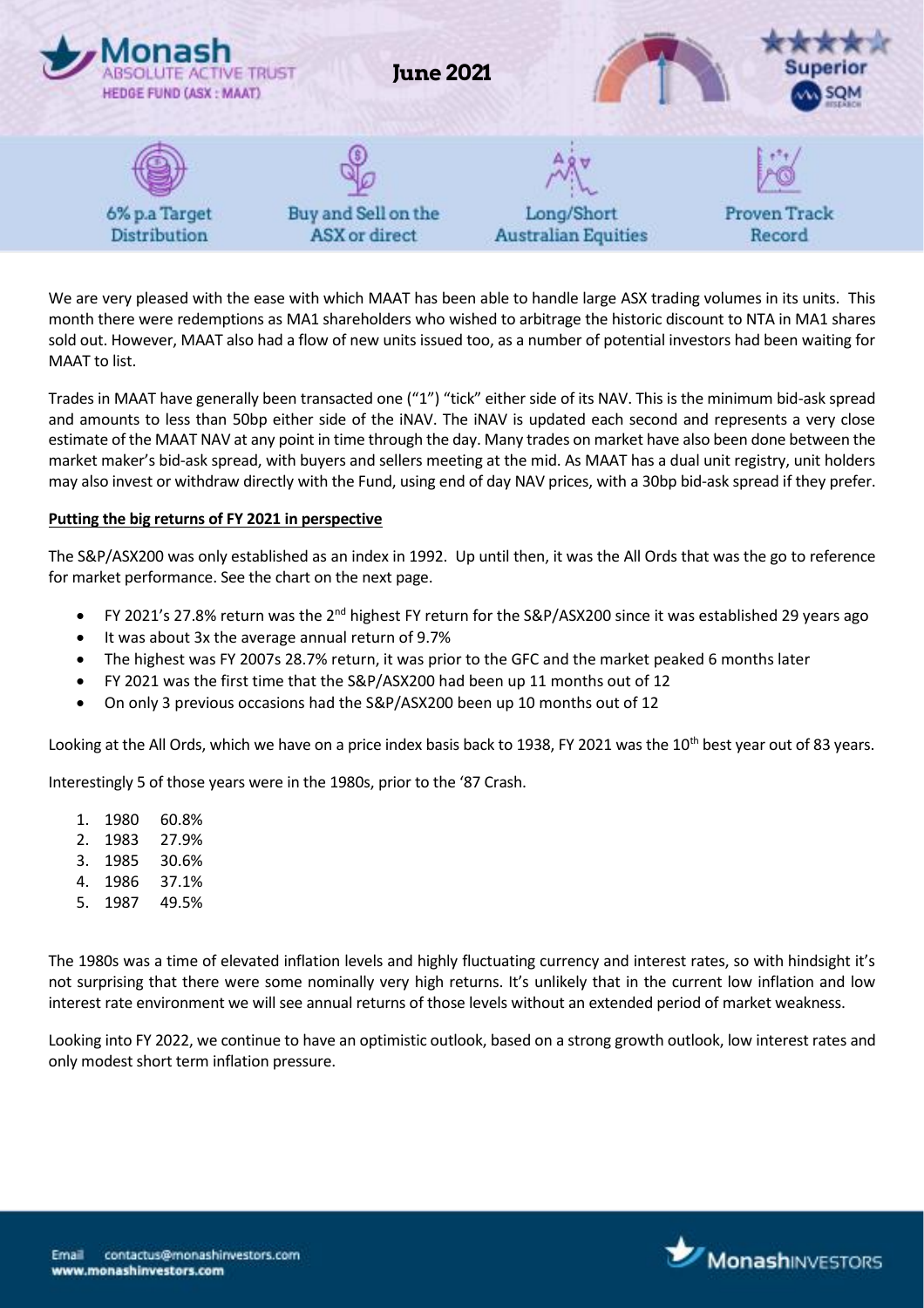We are very pleased with the ease with which MAAT has been able to handle large ASX trading volumes in its units. This month there were redemptions as MA1 shareholders who wished to arbitrage the historic discount to NTA in MA1 shares sold out. However, MAAT also had a flow of new units issued too, as a number of potential investors had been waiting for MAAT to list.

Trades in MAAT have generally been transacted one ("1") "tick" either side of its NAV. This is the minimum bid-ask spread and amounts to less than 50bp either side of the iNAV. The iNAV is updated each second and represents a very close estimate of the MAAT NAV at any point in time through the day. Many trades on market have also been done between the market maker's bid-ask spread, with buyers and sellers meeting at the mid. As MAAT has a dual unit registry, unit holders may also invest or withdraw directly with the Fund, using end of day NAV prices, with a 30bp bid-ask spread if they prefer.

**Putting the big returns of FY 2021 in perspective**

The S&P/ASX200 was only established as an index in 1992. Up until then, it was the All Ords that was the go to reference for market performance. See the chart on the next page.

- FY 2021's 27.8% return was the 2nd highest FY return for the S&P/ASX200 since it was established 29 years ago
- It was about 3x the average annual return of 9.7%
- The highest was FY 2007s 28.7% return, it was prior to the GFC and the market peaked 6 months later
- FY 2021 was the first time that the S&P/ASX200 had been up 11 months out of 12
- On only 3 previous occasions had the S&P/ASX200 been up 10 months out of 12

Looking at the All Ords, which we have on a price index basis back to 1938, FY 2021 was the 10th best year out of 83 years.

Interestingly 5 of those years were in the 1980s, prior to the '87 Crash.

1. 1980 60.8%
2. 1983 27.9%
3. 1985 30.6%
4. 1986 37.1%
5. 1987 49.5%

The 1980s was a time of elevated inflation levels and highly fluctuating currency and interest rates, so with hindsight it's not surprising that there were some nominally very high returns. It's unlikely that in the current low inflation and low interest rate environment we will see annual returns of those levels without an extended period of market weakness.

Looking into FY 2022, we continue to have an optimistic outlook, based on a strong growth outlook, low interest rates and only modest short term inflation pressure.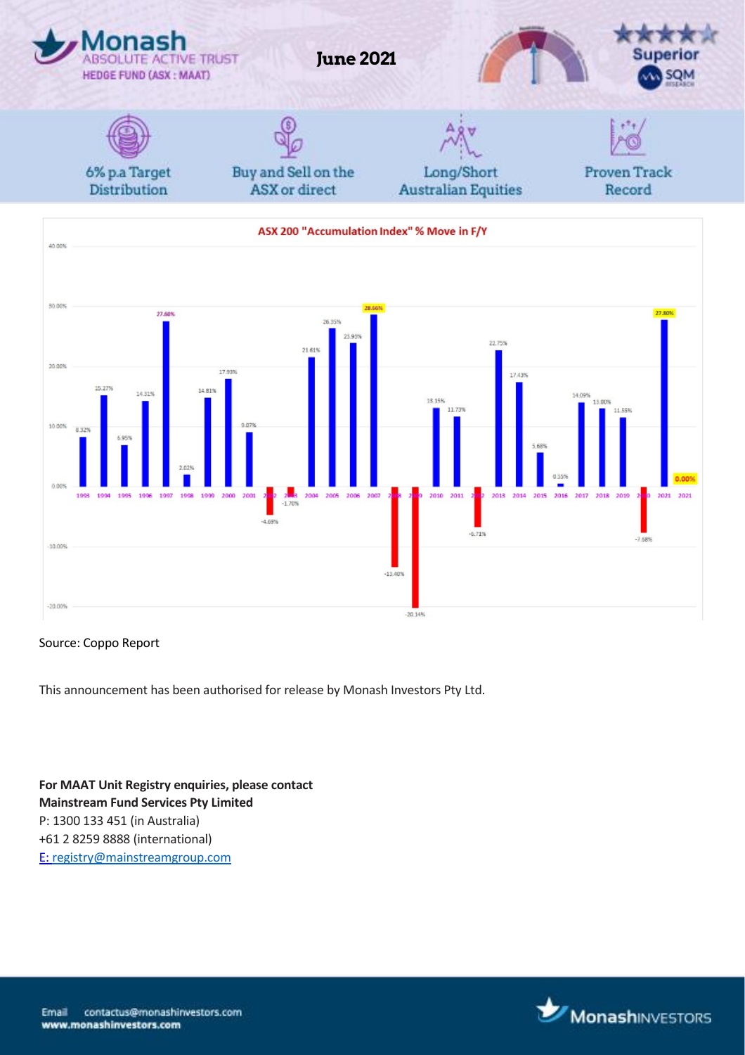June 2021

6% p.a Target Distribution | Buy and Sell on the ASX or direct | Long/Short Australian Equities | Proven Track Record

**ASX 200 "Accumulation Index" % Move in F/Y**

| Year | % Move |
|---|---|
| 1993 | 8.32% |
| 1994 | 15.27% |
| 1995 | 6.95% |
| 1996 | 14.31% |
| 1997 | 27.60% |
| 1998 | 2.02% |
| 1999 | 14.81% |
| 2000 | 17.93% |
| 2001 | 9.07% |
| 2002 | -4.69% |
| 2003 | -1.70% |
| 2004 | 21.61% |
| 2005 | 26.35% |
| 2006 | 23.93% |
| 2007 | 28.66% |
| 2008 | -13.40% |
| 2009 | -20.14% |
| 2010 | 13.15% |
| 2011 | 11.73% |
| 2012 | -6.71% |
| 2013 | 22.75% |
| 2014 | 17.43% |
| 2015 | 5.68% |
| 2016 | 0.55% |
| 2017 | 14.09% |
| 2018 | 13.00% |
| 2019 | 11.55% |
| 2020 | -7.68% |
| 2021 | 27.80% |
| 2021 | 0.00% |

Source: Coppo Report

This announcement has been authorised for release by Monash Investors Pty Ltd.

**For MAAT Unit Registry enquiries, please contact**
**Mainstream Fund Services Pty Limited**
P: 1300 133 451 (in Australia)
+61 2 8259 8888 (international)
E: registry@mainstreamgroup.com

Email contactus@monashinvestors.com
www.monashinvestors.com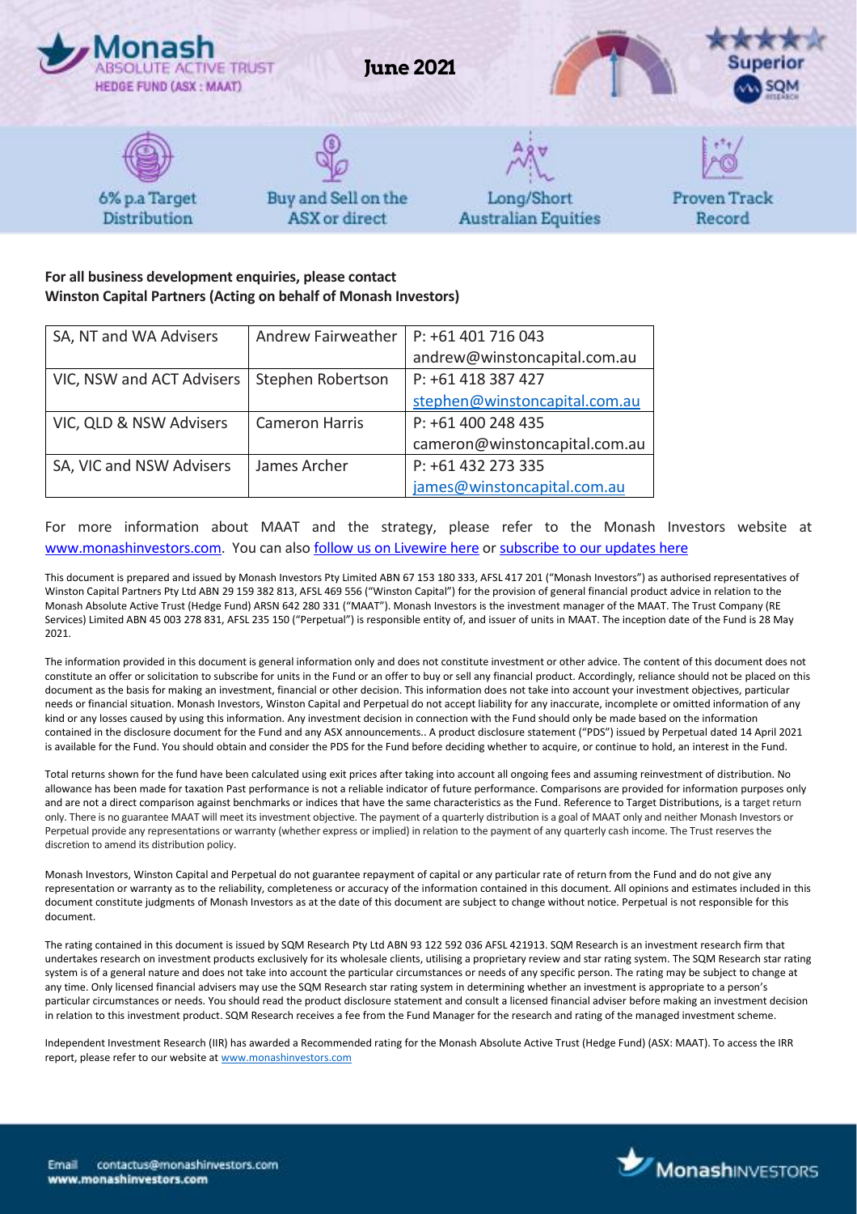Monash ABSOLUTE ACTIVE TRUST HEDGE FUND (ASX : MAAT)

# June 2021

Superior SQM

6% p.a Target Distribution

Buy and Sell on the ASX or direct

Long/Short Australian Equities

Proven Track Record

**For all business development enquiries, please contact**
**Winston Capital Partners (Acting on behalf of Monash Investors)**

| | | |
|---|---|---|
| SA, NT and WA Advisers | Andrew Fairweather | P: +61 401 716 043<br>andrew@winstoncapital.com.au |
| VIC, NSW and ACT Advisers | Stephen Robertson | P: +61 418 387 427<br>stephen@winstoncapital.com.au |
| VIC, QLD & NSW Advisers | Cameron Harris | P: +61 400 248 435<br>cameron@winstoncapital.com.au |
| SA, VIC and NSW Advisers | James Archer | P: +61 432 273 335<br>james@winstoncapital.com.au |

For more information about MAAT and the strategy, please refer to the Monash Investors website at www.monashinvestors.com. You can also follow us on Livewire here or subscribe to our updates here

This document is prepared and issued by Monash Investors Pty Limited ABN 67 153 180 333, AFSL 417 201 ("Monash Investors") as authorised representatives of Winston Capital Partners Pty Ltd ABN 29 159 382 813, AFSL 469 556 ("Winston Capital") for the provision of general financial product advice in relation to the Monash Absolute Active Trust (Hedge Fund) ARSN 642 280 331 ("MAAT"). Monash Investors is the investment manager of the MAAT. The Trust Company (RE Services) Limited ABN 45 003 278 831, AFSL 235 150 ("Perpetual") is responsible entity of, and issuer of units in MAAT. The inception date of the Fund is 28 May 2021.

The information provided in this document is general information only and does not constitute investment or other advice. The content of this document does not constitute an offer or solicitation to subscribe for units in the Fund or an offer to buy or sell any financial product. Accordingly, reliance should not be placed on this document as the basis for making an investment, financial or other decision. This information does not take into account your investment objectives, particular needs or financial situation. Monash Investors, Winston Capital and Perpetual do not accept liability for any inaccurate, incomplete or omitted information of any kind or any losses caused by using this information. Any investment decision in connection with the Fund should only be made based on the information contained in the disclosure document for the Fund and any ASX announcements.. A product disclosure statement ("PDS") issued by Perpetual dated 14 April 2021 is available for the Fund. You should obtain and consider the PDS for the Fund before deciding whether to acquire, or continue to hold, an interest in the Fund.

Total returns shown for the fund have been calculated using exit prices after taking into account all ongoing fees and assuming reinvestment of distribution. No allowance has been made for taxation Past performance is not a reliable indicator of future performance. Comparisons are provided for information purposes only and are not a direct comparison against benchmarks or indices that have the same characteristics as the Fund. Reference to Target Distributions, is a target return only. There is no guarantee MAAT will meet its investment objective. The payment of a quarterly distribution is a goal of MAAT only and neither Monash Investors or Perpetual provide any representations or warranty (whether express or implied) in relation to the payment of any quarterly cash income. The Trust reserves the discretion to amend its distribution policy.

Monash Investors, Winston Capital and Perpetual do not guarantee repayment of capital or any particular rate of return from the Fund and do not give any representation or warranty as to the reliability, completeness or accuracy of the information contained in this document. All opinions and estimates included in this document constitute judgments of Monash Investors as at the date of this document are subject to change without notice. Perpetual is not responsible for this document.

The rating contained in this document is issued by SQM Research Pty Ltd ABN 93 122 592 036 AFSL 421913. SQM Research is an investment research firm that undertakes research on investment products exclusively for its wholesale clients, utilising a proprietary review and star rating system. The SQM Research star rating system is of a general nature and does not take into account the particular circumstances or needs of any specific person. The rating may be subject to change at any time. Only licensed financial advisers may use the SQM Research star rating system in determining whether an investment is appropriate to a person's particular circumstances or needs. You should read the product disclosure statement and consult a licensed financial adviser before making an investment decision in relation to this investment product. SQM Research receives a fee from the Fund Manager for the research and rating of the managed investment scheme.

Independent Investment Research (IIR) has awarded a Recommended rating for the Monash Absolute Active Trust (Hedge Fund) (ASX: MAAT). To access the IRR report, please refer to our website at www.monashinvestors.com

Email contactus@monashinvestors.com
www.monashinvestors.com

MonashINVESTORS